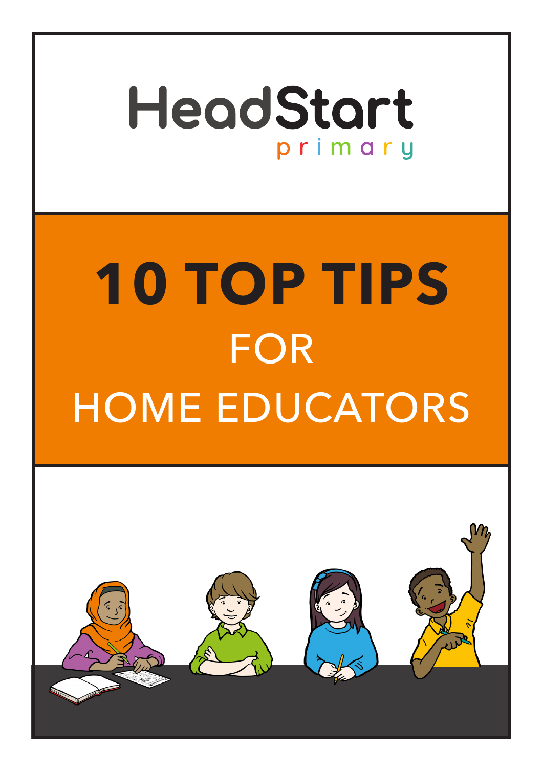HeadStart

primary

# 10 TOP TIPS

## FOR

## HOME EDUCATORS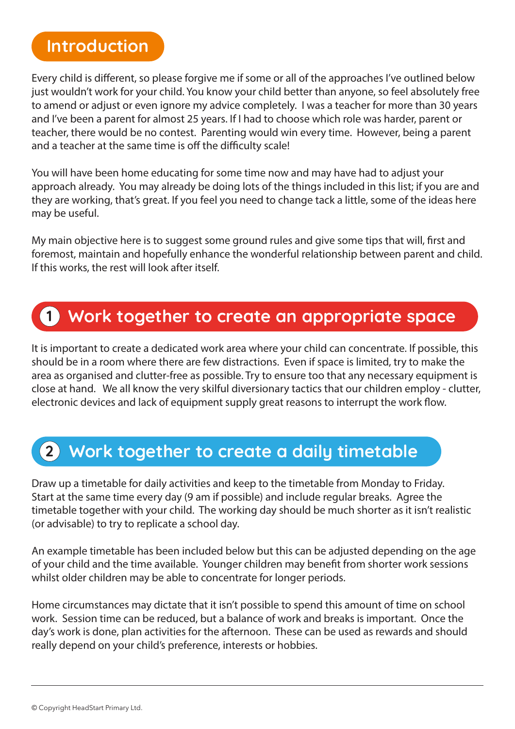## Introduction

Every child is different, so please forgive me if some or all of the approaches I've outlined below just wouldn't work for your child. You know your child better than anyone, so feel absolutely free to amend or adjust or even ignore my advice completely. I was a teacher for more than 30 years and I've been a parent for almost 25 years. If I had to choose which role was harder, parent or teacher, there would be no contest. Parenting would win every time. However, being a parent and a teacher at the same time is off the difficulty scale!

You will have been home educating for some time now and may have had to adjust your approach already. You may already be doing lots of the things included in this list; if you are and they are working, that's great. If you feel you need to change tack a little, some of the ideas here may be useful.

My main objective here is to suggest some ground rules and give some tips that will, first and foremost, maintain and hopefully enhance the wonderful relationship between parent and child. If this works, the rest will look after itself.

## 1 Work together to create an appropriate space

It is important to create a dedicated work area where your child can concentrate. If possible, this should be in a room where there are few distractions. Even if space is limited, try to make the area as organised and clutter-free as possible. Try to ensure too that any necessary equipment is close at hand. We all know the very skilful diversionary tactics that our children employ - clutter, electronic devices and lack of equipment supply great reasons to interrupt the work flow.

## 2 Work together to create a daily timetable

Draw up a timetable for daily activities and keep to the timetable from Monday to Friday. Start at the same time every day (9 am if possible) and include regular breaks. Agree the timetable together with your child. The working day should be much shorter as it isn't realistic (or advisable) to try to replicate a school day.

An example timetable has been included below but this can be adjusted depending on the age of your child and the time available. Younger children may benefit from shorter work sessions whilst older children may be able to concentrate for longer periods.

Home circumstances may dictate that it isn't possible to spend this amount of time on school work. Session time can be reduced, but a balance of work and breaks is important. Once the day's work is done, plan activities for the afternoon. These can be used as rewards and should really depend on your child's preference, interests or hobbies.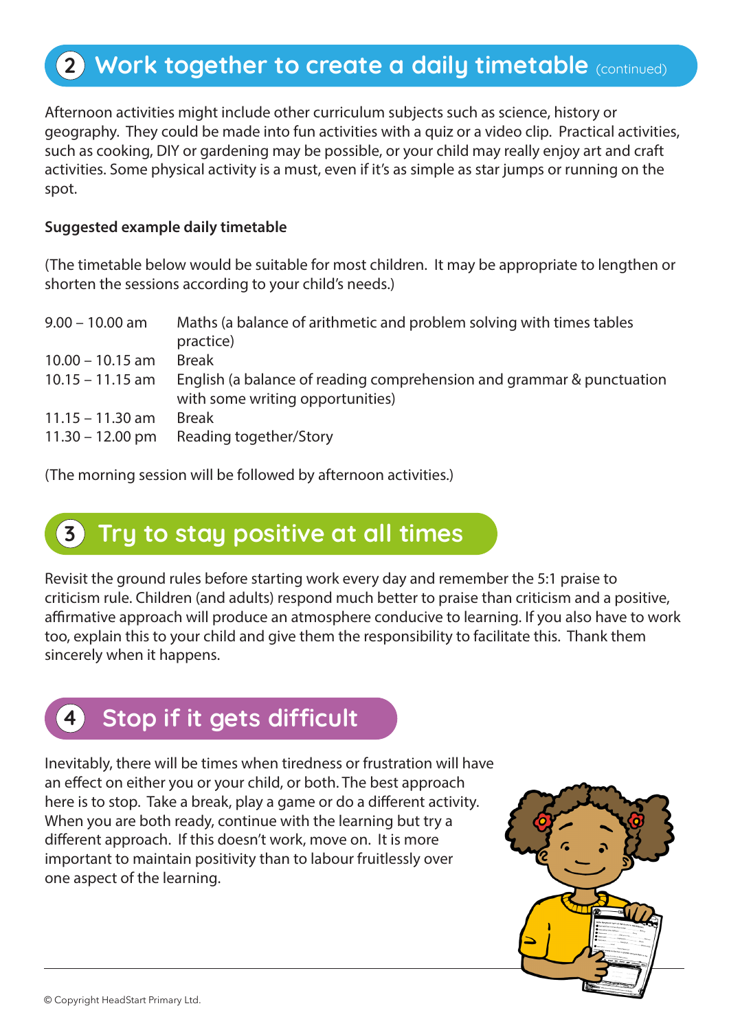## 2 Work together to create a daily timetable (continued)

Afternoon activities might include other curriculum subjects such as science, history or geography. They could be made into fun activities with a quiz or a video clip. Practical activities, such as cooking, DIY or gardening may be possible, or your child may really enjoy art and craft activities. Some physical activity is a must, even if it's as simple as star jumps or running on the spot.

**Suggested example daily timetable**

(The timetable below would be suitable for most children. It may be appropriate to lengthen or shorten the sessions according to your child's needs.)

| | |
|---|---|
| 9.00 – 10.00 am | Maths (a balance of arithmetic and problem solving with times tables practice) |
| 10.00 – 10.15 am | Break |
| 10.15 – 11.15 am | English (a balance of reading comprehension and grammar & punctuation with some writing opportunities) |
| 11.15 – 11.30 am | Break |
| 11.30 – 12.00 pm | Reading together/Story |

(The morning session will be followed by afternoon activities.)

## 3 Try to stay positive at all times

Revisit the ground rules before starting work every day and remember the 5:1 praise to criticism rule. Children (and adults) respond much better to praise than criticism and a positive, affirmative approach will produce an atmosphere conducive to learning. If you also have to work too, explain this to your child and give them the responsibility to facilitate this. Thank them sincerely when it happens.

## 4 Stop if it gets difficult

Inevitably, there will be times when tiredness or frustration will have an effect on either you or your child, or both. The best approach here is to stop. Take a break, play a game or do a different activity. When you are both ready, continue with the learning but try a different approach. If this doesn't work, move on. It is more important to maintain positivity than to labour fruitlessly over one aspect of the learning.

© Copyright HeadStart Primary Ltd.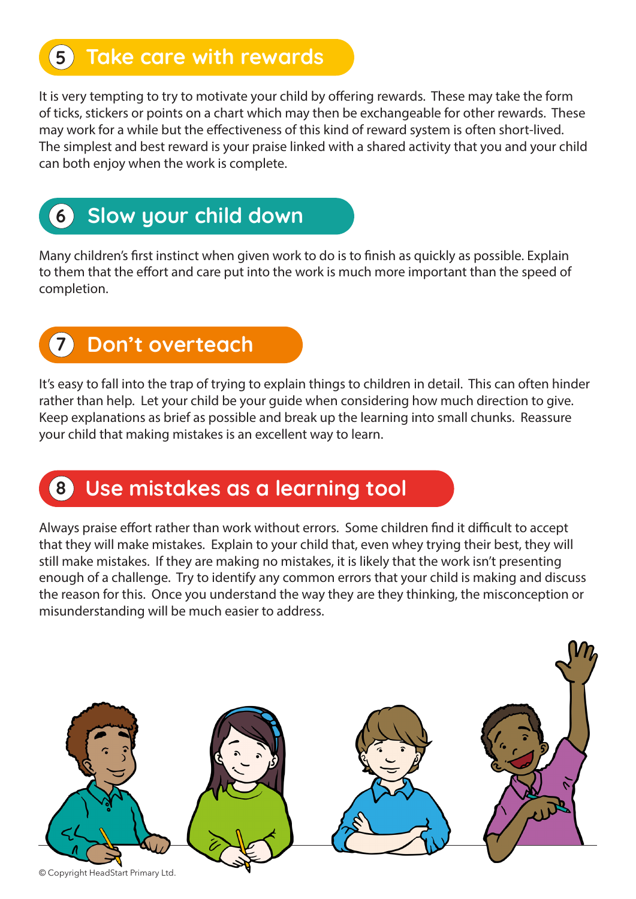## 5 Take care with rewards

It is very tempting to try to motivate your child by offering rewards. These may take the form of ticks, stickers or points on a chart which may then be exchangeable for other rewards. These may work for a while but the effectiveness of this kind of reward system is often short-lived. The simplest and best reward is your praise linked with a shared activity that you and your child can both enjoy when the work is complete.

## 6 Slow your child down

Many children's first instinct when given work to do is to finish as quickly as possible. Explain to them that the effort and care put into the work is much more important than the speed of completion.

## 7 Don't overteach

It's easy to fall into the trap of trying to explain things to children in detail. This can often hinder rather than help. Let your child be your guide when considering how much direction to give. Keep explanations as brief as possible and break up the learning into small chunks. Reassure your child that making mistakes is an excellent way to learn.

## 8 Use mistakes as a learning tool

Always praise effort rather than work without errors. Some children find it difficult to accept that they will make mistakes. Explain to your child that, even whey trying their best, they will still make mistakes. If they are making no mistakes, it is likely that the work isn't presenting enough of a challenge. Try to identify any common errors that your child is making and discuss the reason for this. Once you understand the way they are they thinking, the misconception or misunderstanding will be much easier to address.

© Copyright HeadStart Primary Ltd.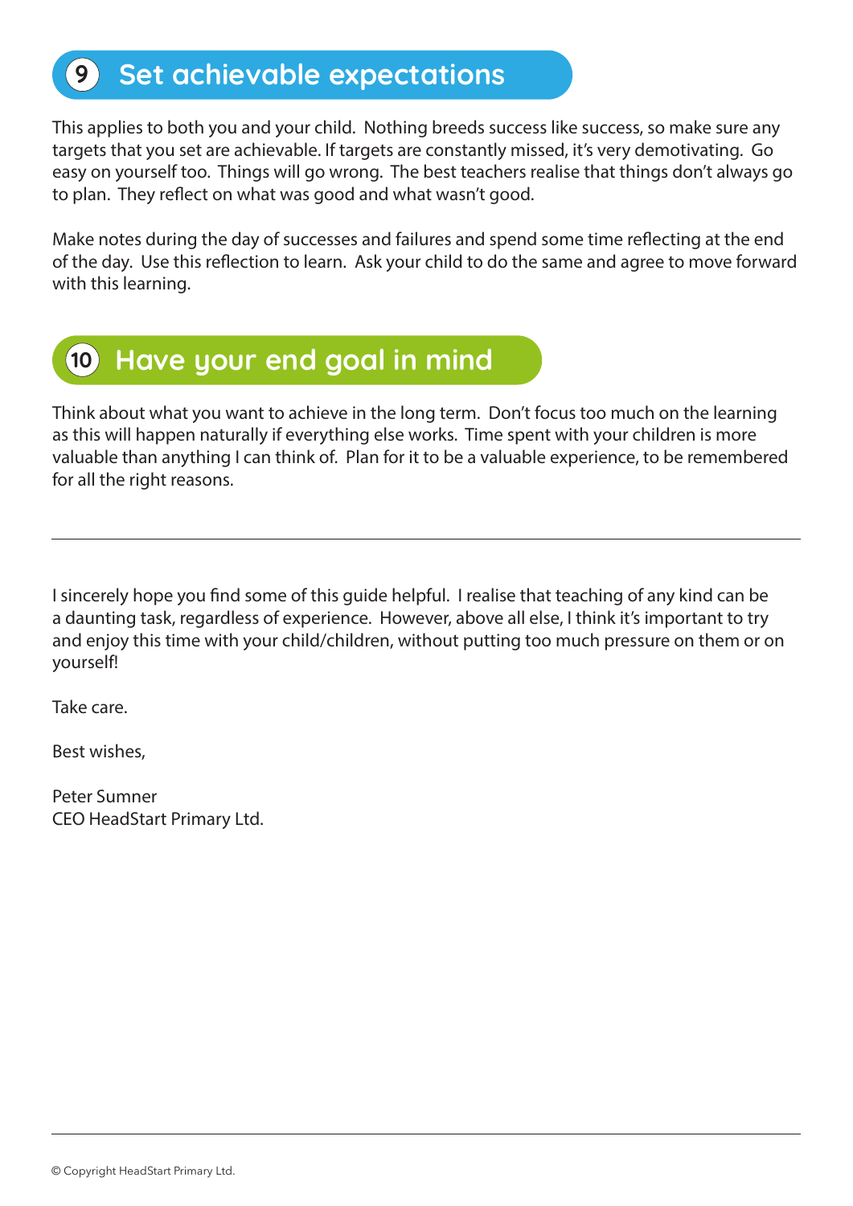## 9 Set achievable expectations

This applies to both you and your child. Nothing breeds success like success, so make sure any targets that you set are achievable. If targets are constantly missed, it's very demotivating. Go easy on yourself too. Things will go wrong. The best teachers realise that things don't always go to plan. They reflect on what was good and what wasn't good.

Make notes during the day of successes and failures and spend some time reflecting at the end of the day. Use this reflection to learn. Ask your child to do the same and agree to move forward with this learning.

## 10 Have your end goal in mind

Think about what you want to achieve in the long term. Don't focus too much on the learning as this will happen naturally if everything else works. Time spent with your children is more valuable than anything I can think of. Plan for it to be a valuable experience, to be remembered for all the right reasons.

---

I sincerely hope you find some of this guide helpful. I realise that teaching of any kind can be a daunting task, regardless of experience. However, above all else, I think it's important to try and enjoy this time with your child/children, without putting too much pressure on them or on yourself!

Take care.

Best wishes,

Peter Sumner  
CEO HeadStart Primary Ltd.

© Copyright HeadStart Primary Ltd.